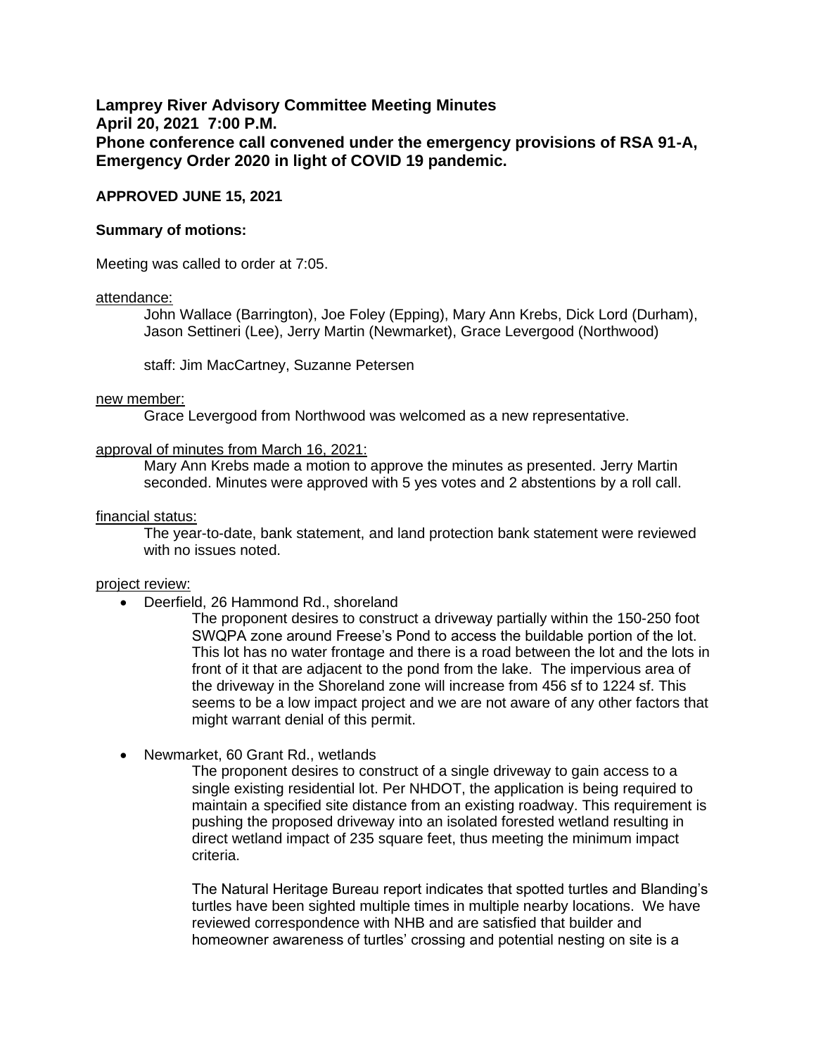**Lamprey River Advisory Committee Meeting Minutes**
**April 20, 2021 7:00 P.M.**
**Phone conference call convened under the emergency provisions of RSA 91-A, Emergency Order 2020 in light of COVID 19 pandemic.**

**APPROVED JUNE 15, 2021**

**Summary of motions:**

Meeting was called to order at 7:05.

attendance:

John Wallace (Barrington), Joe Foley (Epping), Mary Ann Krebs, Dick Lord (Durham), Jason Settineri (Lee), Jerry Martin (Newmarket), Grace Levergood (Northwood)

staff: Jim MacCartney, Suzanne Petersen

new member:

Grace Levergood from Northwood was welcomed as a new representative.

approval of minutes from March 16, 2021:

Mary Ann Krebs made a motion to approve the minutes as presented. Jerry Martin seconded. Minutes were approved with 5 yes votes and 2 abstentions by a roll call.

financial status:

The year-to-date, bank statement, and land protection bank statement were reviewed with no issues noted.

project review:

- Deerfield, 26 Hammond Rd., shoreland

  The proponent desires to construct a driveway partially within the 150-250 foot SWQPA zone around Freese's Pond to access the buildable portion of the lot. This lot has no water frontage and there is a road between the lot and the lots in front of it that are adjacent to the pond from the lake. The impervious area of the driveway in the Shoreland zone will increase from 456 sf to 1224 sf. This seems to be a low impact project and we are not aware of any other factors that might warrant denial of this permit.

- Newmarket, 60 Grant Rd., wetlands

  The proponent desires to construct of a single driveway to gain access to a single existing residential lot. Per NHDOT, the application is being required to maintain a specified site distance from an existing roadway. This requirement is pushing the proposed driveway into an isolated forested wetland resulting in direct wetland impact of 235 square feet, thus meeting the minimum impact criteria.

  The Natural Heritage Bureau report indicates that spotted turtles and Blanding's turtles have been sighted multiple times in multiple nearby locations. We have reviewed correspondence with NHB and are satisfied that builder and homeowner awareness of turtles' crossing and potential nesting on site is a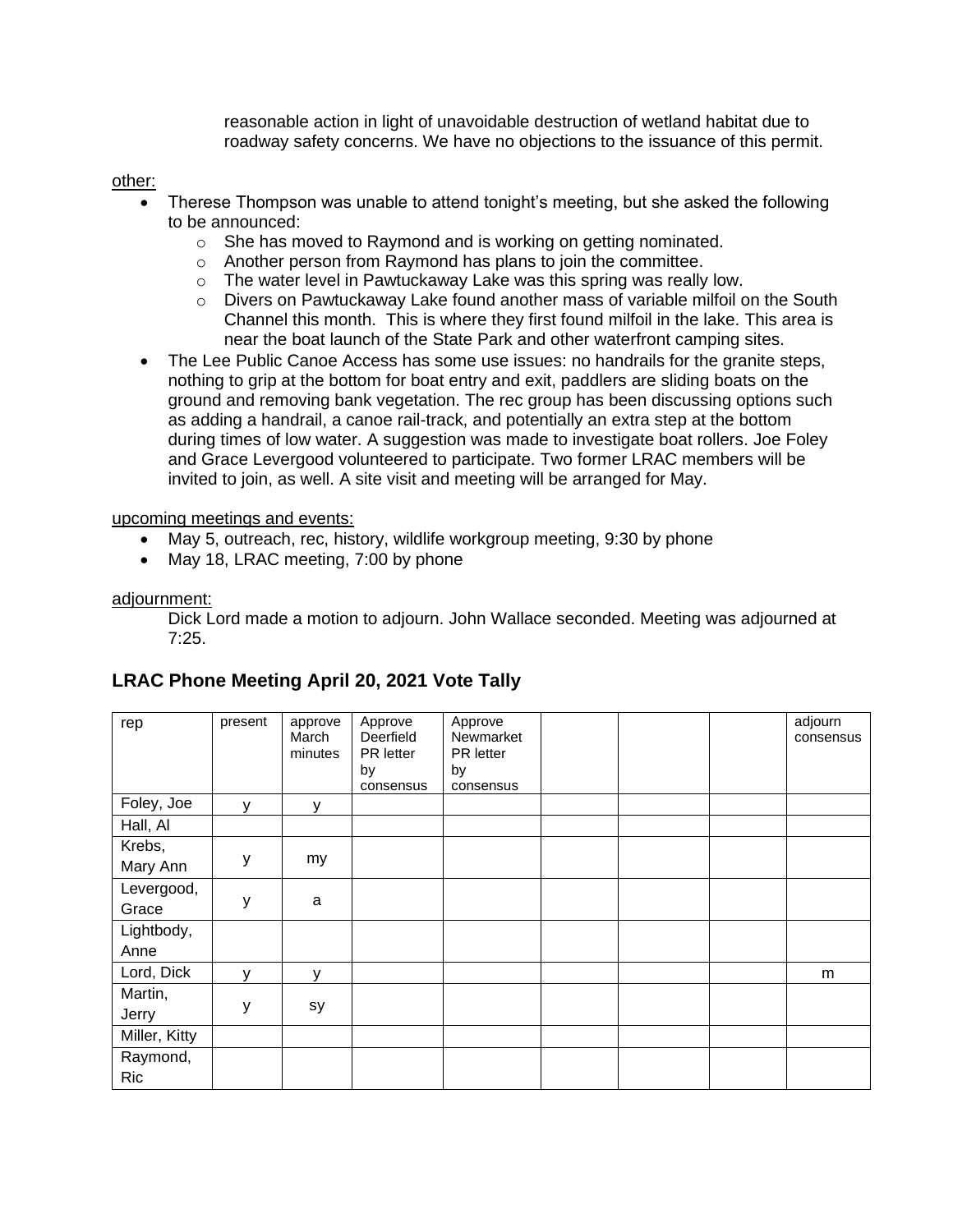reasonable action in light of unavoidable destruction of wetland habitat due to roadway safety concerns. We have no objections to the issuance of this permit.

other:

- Therese Thompson was unable to attend tonight's meeting, but she asked the following to be announced:
  - She has moved to Raymond and is working on getting nominated.
  - Another person from Raymond has plans to join the committee.
  - The water level in Pawtuckaway Lake was this spring was really low.
  - Divers on Pawtuckaway Lake found another mass of variable milfoil on the South Channel this month. This is where they first found milfoil in the lake. This area is near the boat launch of the State Park and other waterfront camping sites.
- The Lee Public Canoe Access has some use issues: no handrails for the granite steps, nothing to grip at the bottom for boat entry and exit, paddlers are sliding boats on the ground and removing bank vegetation. The rec group has been discussing options such as adding a handrail, a canoe rail-track, and potentially an extra step at the bottom during times of low water. A suggestion was made to investigate boat rollers. Joe Foley and Grace Levergood volunteered to participate. Two former LRAC members will be invited to join, as well. A site visit and meeting will be arranged for May.

upcoming meetings and events:

- May 5, outreach, rec, history, wildlife workgroup meeting, 9:30 by phone
- May 18, LRAC meeting, 7:00 by phone

adjournment:

Dick Lord made a motion to adjourn. John Wallace seconded. Meeting was adjourned at 7:25.

## LRAC Phone Meeting April 20, 2021 Vote Tally

| rep | present | approve March minutes | Approve Deerfield PR letter by consensus | Approve Newmarket PR letter by consensus | | | | adjourn consensus |
|---|---|---|---|---|---|---|---|---|
| Foley, Joe | y | y | | | | | | |
| Hall, Al | | | | | | | | |
| Krebs, Mary Ann | y | my | | | | | | |
| Levergood, Grace | y | a | | | | | | |
| Lightbody, Anne | | | | | | | | |
| Lord, Dick | y | y | | | | | | m |
| Martin, Jerry | y | sy | | | | | | |
| Miller, Kitty | | | | | | | | |
| Raymond, Ric | | | | | | | | |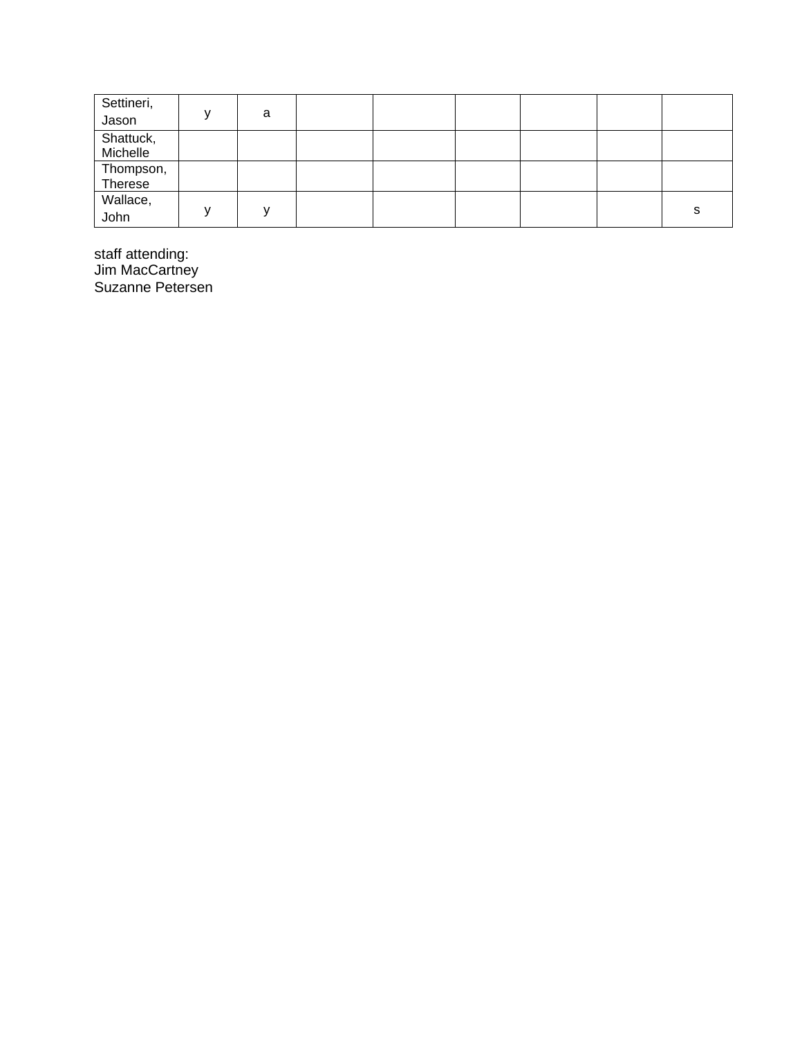| | | | | | | | | |
|---|---|---|---|---|---|---|---|---|
| Settineri, Jason | y | a | | | | | | |
| Shattuck, Michelle | | | | | | | | |
| Thompson, Therese | | | | | | | | |
| Wallace, John | y | y | | | | | | s |

staff attending:
Jim MacCartney
Suzanne Petersen